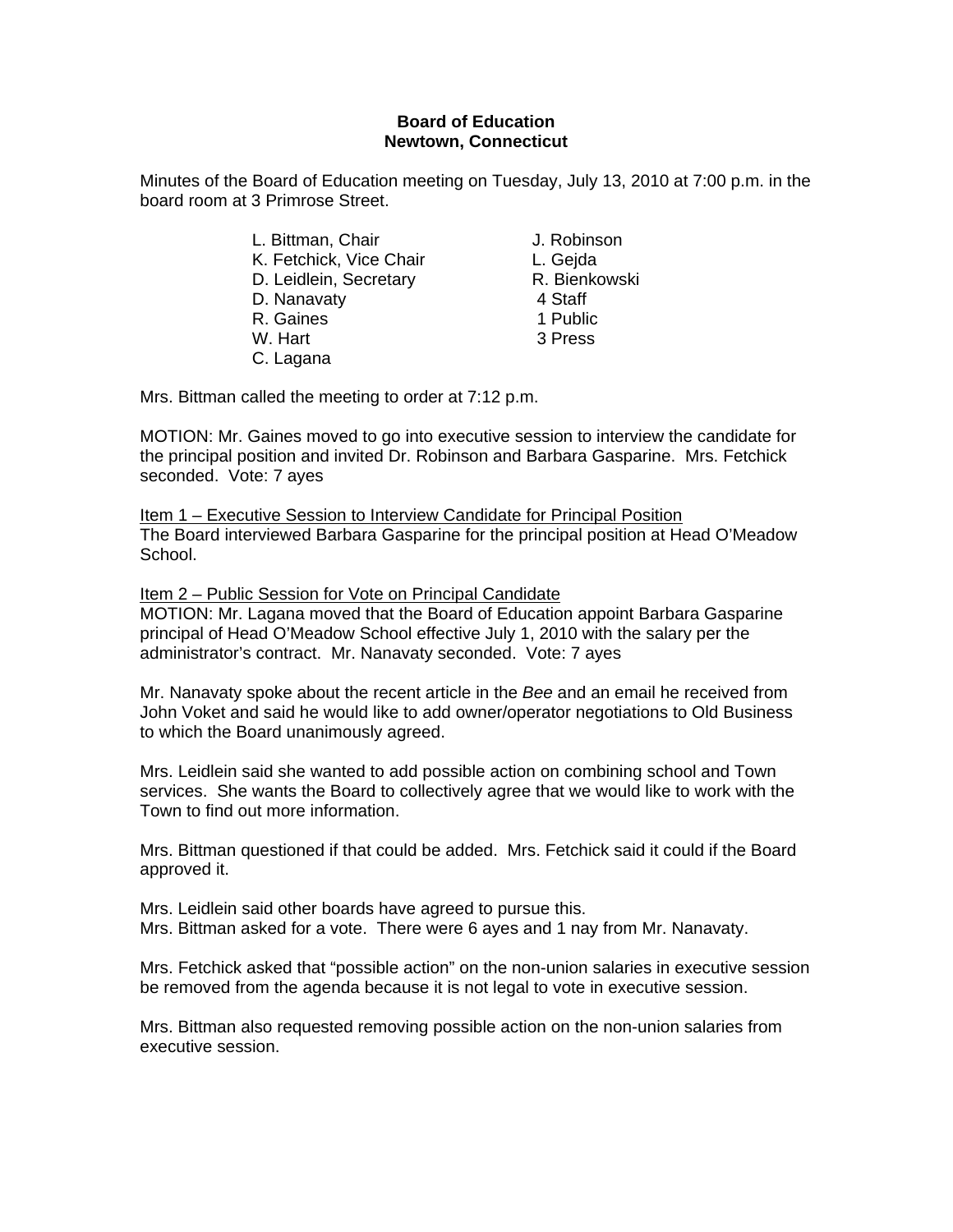**Board of Education**
**Newtown, Connecticut**

Minutes of the Board of Education meeting on Tuesday, July 13, 2010 at 7:00 p.m. in the board room at 3 Primrose Street.

| | |
|---|---|
| L. Bittman, Chair | J. Robinson |
| K. Fetchick, Vice Chair | L. Gejda |
| D. Leidlein, Secretary | R. Bienkowski |
| D. Nanavaty | 4 Staff |
| R. Gaines | 1 Public |
| W. Hart | 3 Press |
| C. Lagana | |

Mrs. Bittman called the meeting to order at 7:12 p.m.

MOTION: Mr. Gaines moved to go into executive session to interview the candidate for the principal position and invited Dr. Robinson and Barbara Gasparine. Mrs. Fetchick seconded. Vote: 7 ayes

Item 1 – Executive Session to Interview Candidate for Principal Position
The Board interviewed Barbara Gasparine for the principal position at Head O'Meadow School.

Item 2 – Public Session for Vote on Principal Candidate
MOTION: Mr. Lagana moved that the Board of Education appoint Barbara Gasparine principal of Head O'Meadow School effective July 1, 2010 with the salary per the administrator's contract. Mr. Nanavaty seconded. Vote: 7 ayes

Mr. Nanavaty spoke about the recent article in the *Bee* and an email he received from John Voket and said he would like to add owner/operator negotiations to Old Business to which the Board unanimously agreed.

Mrs. Leidlein said she wanted to add possible action on combining school and Town services. She wants the Board to collectively agree that we would like to work with the Town to find out more information.

Mrs. Bittman questioned if that could be added. Mrs. Fetchick said it could if the Board approved it.

Mrs. Leidlein said other boards have agreed to pursue this.
Mrs. Bittman asked for a vote. There were 6 ayes and 1 nay from Mr. Nanavaty.

Mrs. Fetchick asked that "possible action" on the non-union salaries in executive session be removed from the agenda because it is not legal to vote in executive session.

Mrs. Bittman also requested removing possible action on the non-union salaries from executive session.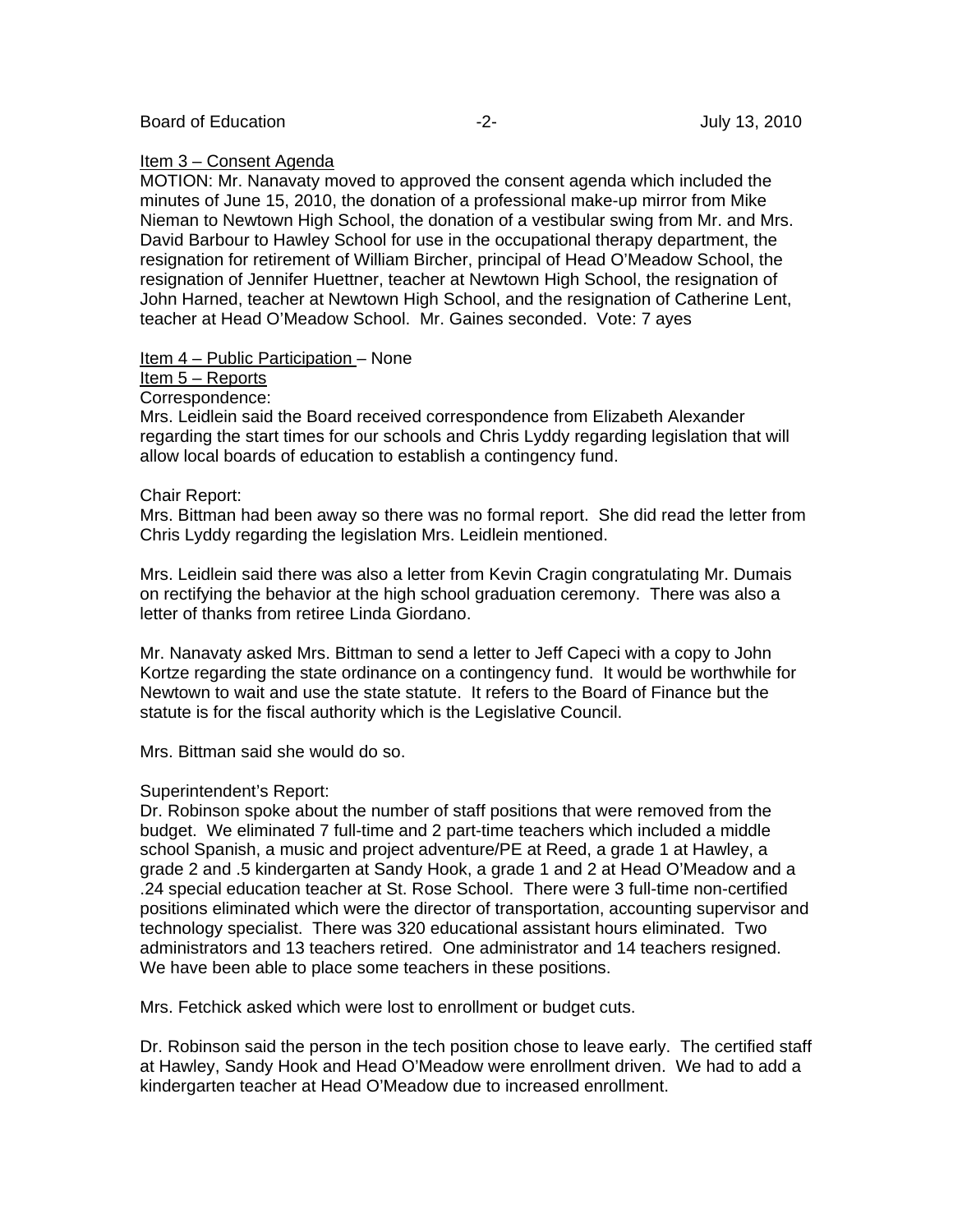Item 3 – Consent Agenda

MOTION: Mr. Nanavaty moved to approved the consent agenda which included the minutes of June 15, 2010, the donation of a professional make-up mirror from Mike Nieman to Newtown High School, the donation of a vestibular swing from Mr. and Mrs. David Barbour to Hawley School for use in the occupational therapy department, the resignation for retirement of William Bircher, principal of Head O'Meadow School, the resignation of Jennifer Huettner, teacher at Newtown High School, the resignation of John Harned, teacher at Newtown High School, and the resignation of Catherine Lent, teacher at Head O'Meadow School. Mr. Gaines seconded. Vote: 7 ayes

Item 4 – Public Participation – None

Item 5 – Reports

Correspondence:

Mrs. Leidlein said the Board received correspondence from Elizabeth Alexander regarding the start times for our schools and Chris Lyddy regarding legislation that will allow local boards of education to establish a contingency fund.

Chair Report:

Mrs. Bittman had been away so there was no formal report. She did read the letter from Chris Lyddy regarding the legislation Mrs. Leidlein mentioned.

Mrs. Leidlein said there was also a letter from Kevin Cragin congratulating Mr. Dumais on rectifying the behavior at the high school graduation ceremony. There was also a letter of thanks from retiree Linda Giordano.

Mr. Nanavaty asked Mrs. Bittman to send a letter to Jeff Capeci with a copy to John Kortze regarding the state ordinance on a contingency fund. It would be worthwhile for Newtown to wait and use the state statute. It refers to the Board of Finance but the statute is for the fiscal authority which is the Legislative Council.

Mrs. Bittman said she would do so.

Superintendent's Report:

Dr. Robinson spoke about the number of staff positions that were removed from the budget. We eliminated 7 full-time and 2 part-time teachers which included a middle school Spanish, a music and project adventure/PE at Reed, a grade 1 at Hawley, a grade 2 and .5 kindergarten at Sandy Hook, a grade 1 and 2 at Head O'Meadow and a .24 special education teacher at St. Rose School. There were 3 full-time non-certified positions eliminated which were the director of transportation, accounting supervisor and technology specialist. There was 320 educational assistant hours eliminated. Two administrators and 13 teachers retired. One administrator and 14 teachers resigned. We have been able to place some teachers in these positions.

Mrs. Fetchick asked which were lost to enrollment or budget cuts.

Dr. Robinson said the person in the tech position chose to leave early. The certified staff at Hawley, Sandy Hook and Head O'Meadow were enrollment driven. We had to add a kindergarten teacher at Head O'Meadow due to increased enrollment.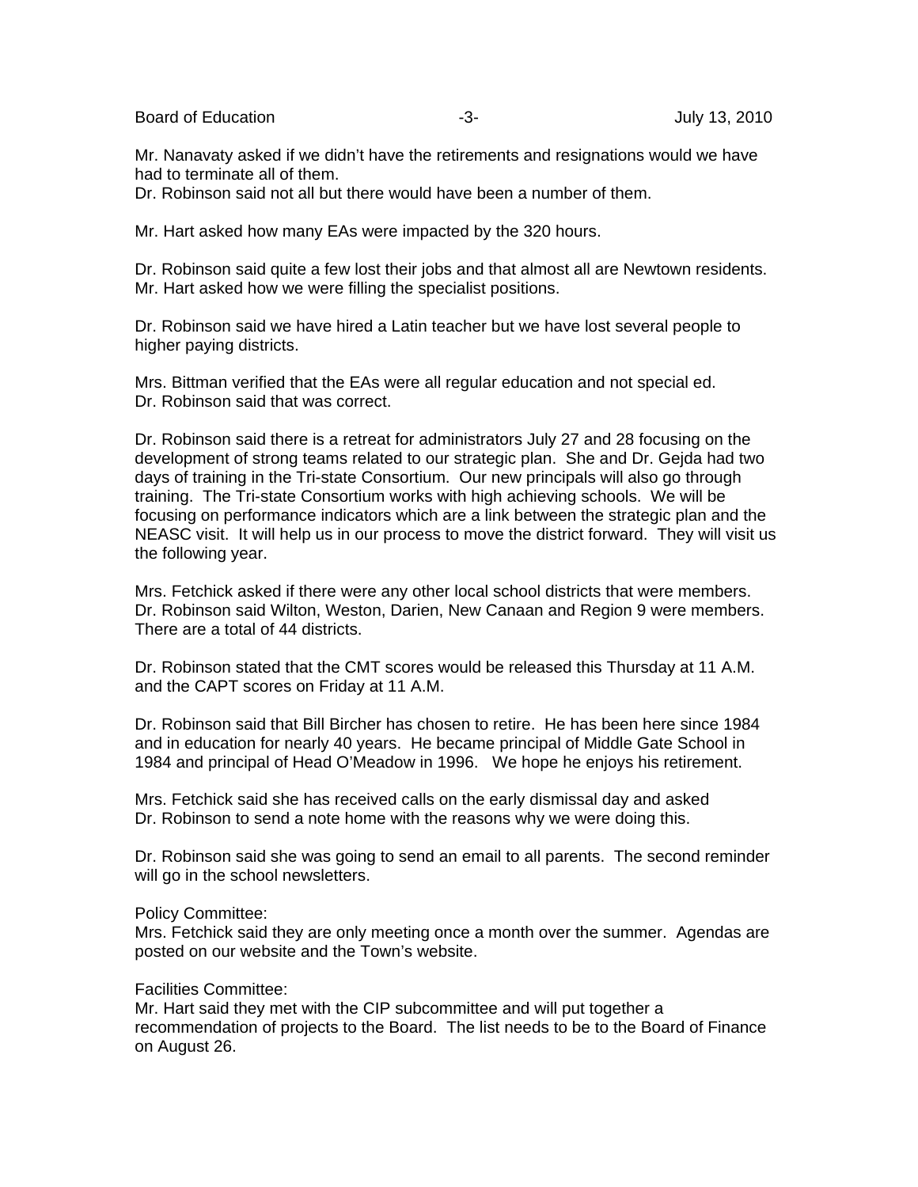Mr. Nanavaty asked if we didn't have the retirements and resignations would we have had to terminate all of them.
Dr. Robinson said not all but there would have been a number of them.

Mr. Hart asked how many EAs were impacted by the 320 hours.

Dr. Robinson said quite a few lost their jobs and that almost all are Newtown residents.
Mr. Hart asked how we were filling the specialist positions.

Dr. Robinson said we have hired a Latin teacher but we have lost several people to higher paying districts.

Mrs. Bittman verified that the EAs were all regular education and not special ed.
Dr. Robinson said that was correct.

Dr. Robinson said there is a retreat for administrators July 27 and 28 focusing on the development of strong teams related to our strategic plan. She and Dr. Gejda had two days of training in the Tri-state Consortium. Our new principals will also go through training. The Tri-state Consortium works with high achieving schools. We will be focusing on performance indicators which are a link between the strategic plan and the NEASC visit. It will help us in our process to move the district forward. They will visit us the following year.

Mrs. Fetchick asked if there were any other local school districts that were members.
Dr. Robinson said Wilton, Weston, Darien, New Canaan and Region 9 were members. There are a total of 44 districts.

Dr. Robinson stated that the CMT scores would be released this Thursday at 11 A.M. and the CAPT scores on Friday at 11 A.M.

Dr. Robinson said that Bill Bircher has chosen to retire. He has been here since 1984 and in education for nearly 40 years. He became principal of Middle Gate School in 1984 and principal of Head O'Meadow in 1996. We hope he enjoys his retirement.

Mrs. Fetchick said she has received calls on the early dismissal day and asked Dr. Robinson to send a note home with the reasons why we were doing this.

Dr. Robinson said she was going to send an email to all parents. The second reminder will go in the school newsletters.

Policy Committee:
Mrs. Fetchick said they are only meeting once a month over the summer. Agendas are posted on our website and the Town's website.

Facilities Committee:
Mr. Hart said they met with the CIP subcommittee and will put together a recommendation of projects to the Board. The list needs to be to the Board of Finance on August 26.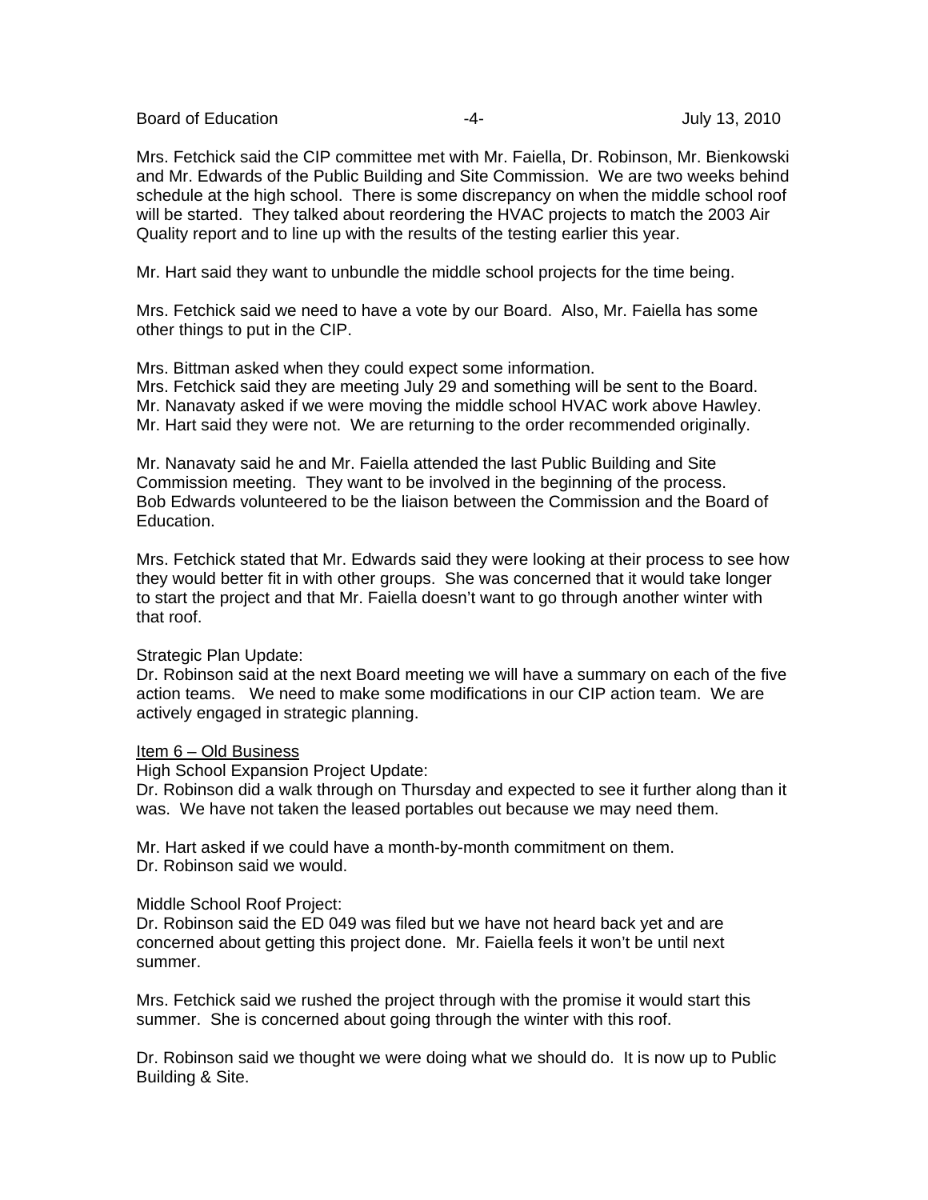Mrs. Fetchick said the CIP committee met with Mr. Faiella, Dr. Robinson, Mr. Bienkowski and Mr. Edwards of the Public Building and Site Commission. We are two weeks behind schedule at the high school. There is some discrepancy on when the middle school roof will be started. They talked about reordering the HVAC projects to match the 2003 Air Quality report and to line up with the results of the testing earlier this year.

Mr. Hart said they want to unbundle the middle school projects for the time being.

Mrs. Fetchick said we need to have a vote by our Board. Also, Mr. Faiella has some other things to put in the CIP.

Mrs. Bittman asked when they could expect some information.
Mrs. Fetchick said they are meeting July 29 and something will be sent to the Board.
Mr. Nanavaty asked if we were moving the middle school HVAC work above Hawley.
Mr. Hart said they were not. We are returning to the order recommended originally.

Mr. Nanavaty said he and Mr. Faiella attended the last Public Building and Site Commission meeting. They want to be involved in the beginning of the process.
Bob Edwards volunteered to be the liaison between the Commission and the Board of Education.

Mrs. Fetchick stated that Mr. Edwards said they were looking at their process to see how they would better fit in with other groups. She was concerned that it would take longer to start the project and that Mr. Faiella doesn't want to go through another winter with that roof.

Strategic Plan Update:
Dr. Robinson said at the next Board meeting we will have a summary on each of the five action teams. We need to make some modifications in our CIP action team. We are actively engaged in strategic planning.

<u>Item 6 – Old Business</u>
High School Expansion Project Update:
Dr. Robinson did a walk through on Thursday and expected to see it further along than it was. We have not taken the leased portables out because we may need them.

Mr. Hart asked if we could have a month-by-month commitment on them.
Dr. Robinson said we would.

Middle School Roof Project:
Dr. Robinson said the ED 049 was filed but we have not heard back yet and are concerned about getting this project done. Mr. Faiella feels it won't be until next summer.

Mrs. Fetchick said we rushed the project through with the promise it would start this summer. She is concerned about going through the winter with this roof.

Dr. Robinson said we thought we were doing what we should do. It is now up to Public Building & Site.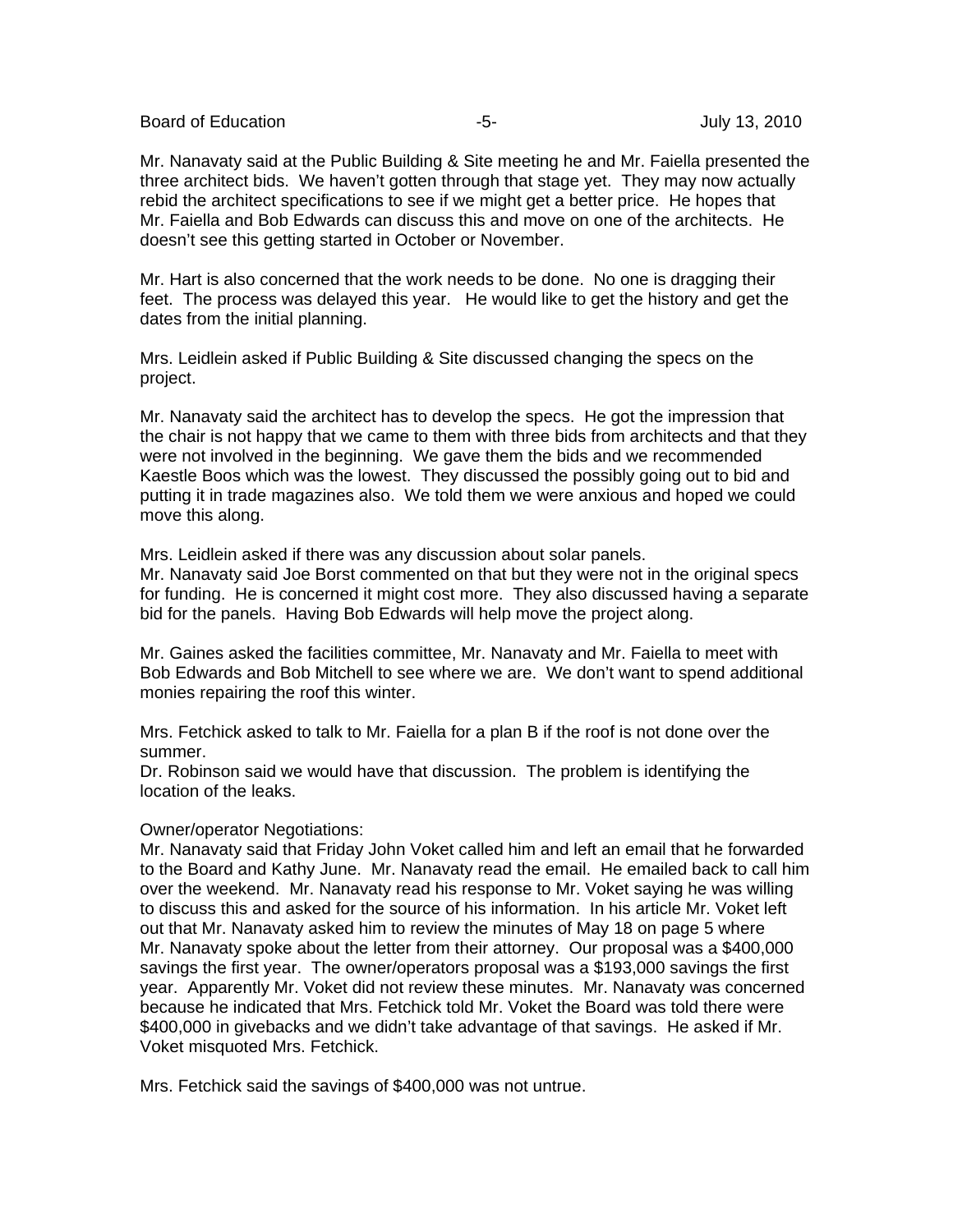Mr. Nanavaty said at the Public Building & Site meeting he and Mr. Faiella presented the three architect bids. We haven't gotten through that stage yet. They may now actually rebid the architect specifications to see if we might get a better price. He hopes that Mr. Faiella and Bob Edwards can discuss this and move on one of the architects. He doesn't see this getting started in October or November.

Mr. Hart is also concerned that the work needs to be done. No one is dragging their feet. The process was delayed this year. He would like to get the history and get the dates from the initial planning.

Mrs. Leidlein asked if Public Building & Site discussed changing the specs on the project.

Mr. Nanavaty said the architect has to develop the specs. He got the impression that the chair is not happy that we came to them with three bids from architects and that they were not involved in the beginning. We gave them the bids and we recommended Kaestle Boos which was the lowest. They discussed the possibly going out to bid and putting it in trade magazines also. We told them we were anxious and hoped we could move this along.

Mrs. Leidlein asked if there was any discussion about solar panels.
Mr. Nanavaty said Joe Borst commented on that but they were not in the original specs for funding. He is concerned it might cost more. They also discussed having a separate bid for the panels. Having Bob Edwards will help move the project along.

Mr. Gaines asked the facilities committee, Mr. Nanavaty and Mr. Faiella to meet with Bob Edwards and Bob Mitchell to see where we are. We don't want to spend additional monies repairing the roof this winter.

Mrs. Fetchick asked to talk to Mr. Faiella for a plan B if the roof is not done over the summer.
Dr. Robinson said we would have that discussion. The problem is identifying the location of the leaks.

Owner/operator Negotiations:
Mr. Nanavaty said that Friday John Voket called him and left an email that he forwarded to the Board and Kathy June. Mr. Nanavaty read the email. He emailed back to call him over the weekend. Mr. Nanavaty read his response to Mr. Voket saying he was willing to discuss this and asked for the source of his information. In his article Mr. Voket left out that Mr. Nanavaty asked him to review the minutes of May 18 on page 5 where Mr. Nanavaty spoke about the letter from their attorney. Our proposal was a $400,000 savings the first year. The owner/operators proposal was a $193,000 savings the first year. Apparently Mr. Voket did not review these minutes. Mr. Nanavaty was concerned because he indicated that Mrs. Fetchick told Mr. Voket the Board was told there were $400,000 in givebacks and we didn't take advantage of that savings. He asked if Mr. Voket misquoted Mrs. Fetchick.

Mrs. Fetchick said the savings of $400,000 was not untrue.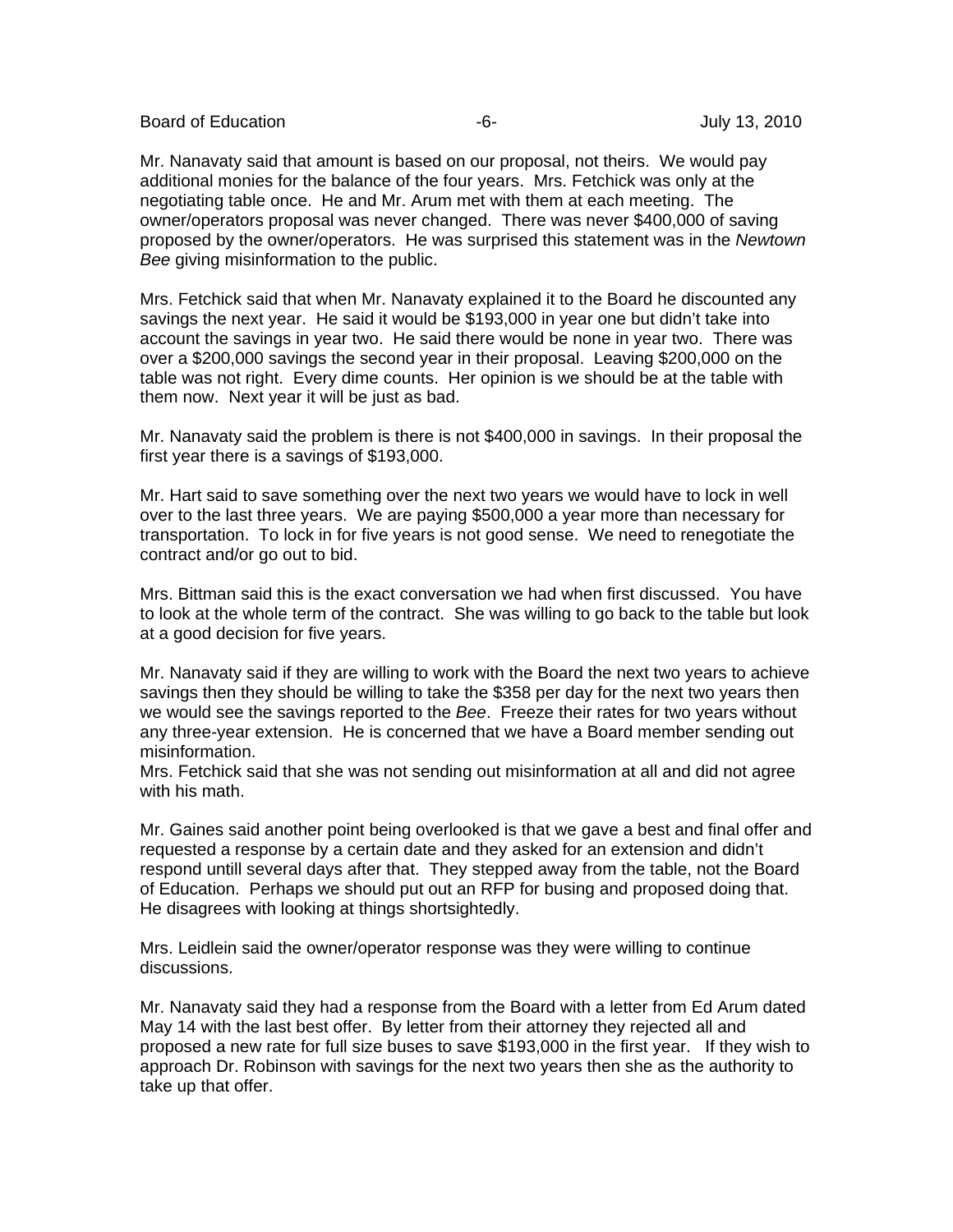Mr. Nanavaty said that amount is based on our proposal, not theirs. We would pay additional monies for the balance of the four years. Mrs. Fetchick was only at the negotiating table once. He and Mr. Arum met with them at each meeting. The owner/operators proposal was never changed. There was never $400,000 of saving proposed by the owner/operators. He was surprised this statement was in the *Newtown Bee* giving misinformation to the public.

Mrs. Fetchick said that when Mr. Nanavaty explained it to the Board he discounted any savings the next year. He said it would be $193,000 in year one but didn't take into account the savings in year two. He said there would be none in year two. There was over a $200,000 savings the second year in their proposal. Leaving $200,000 on the table was not right. Every dime counts. Her opinion is we should be at the table with them now. Next year it will be just as bad.

Mr. Nanavaty said the problem is there is not $400,000 in savings. In their proposal the first year there is a savings of $193,000.

Mr. Hart said to save something over the next two years we would have to lock in well over to the last three years. We are paying $500,000 a year more than necessary for transportation. To lock in for five years is not good sense. We need to renegotiate the contract and/or go out to bid.

Mrs. Bittman said this is the exact conversation we had when first discussed. You have to look at the whole term of the contract. She was willing to go back to the table but look at a good decision for five years.

Mr. Nanavaty said if they are willing to work with the Board the next two years to achieve savings then they should be willing to take the $358 per day for the next two years then we would see the savings reported to the *Bee*. Freeze their rates for two years without any three-year extension. He is concerned that we have a Board member sending out misinformation.
Mrs. Fetchick said that she was not sending out misinformation at all and did not agree with his math.

Mr. Gaines said another point being overlooked is that we gave a best and final offer and requested a response by a certain date and they asked for an extension and didn't respond untill several days after that. They stepped away from the table, not the Board of Education. Perhaps we should put out an RFP for busing and proposed doing that. He disagrees with looking at things shortsightedly.

Mrs. Leidlein said the owner/operator response was they were willing to continue discussions.

Mr. Nanavaty said they had a response from the Board with a letter from Ed Arum dated May 14 with the last best offer. By letter from their attorney they rejected all and proposed a new rate for full size buses to save $193,000 in the first year. If they wish to approach Dr. Robinson with savings for the next two years then she as the authority to take up that offer.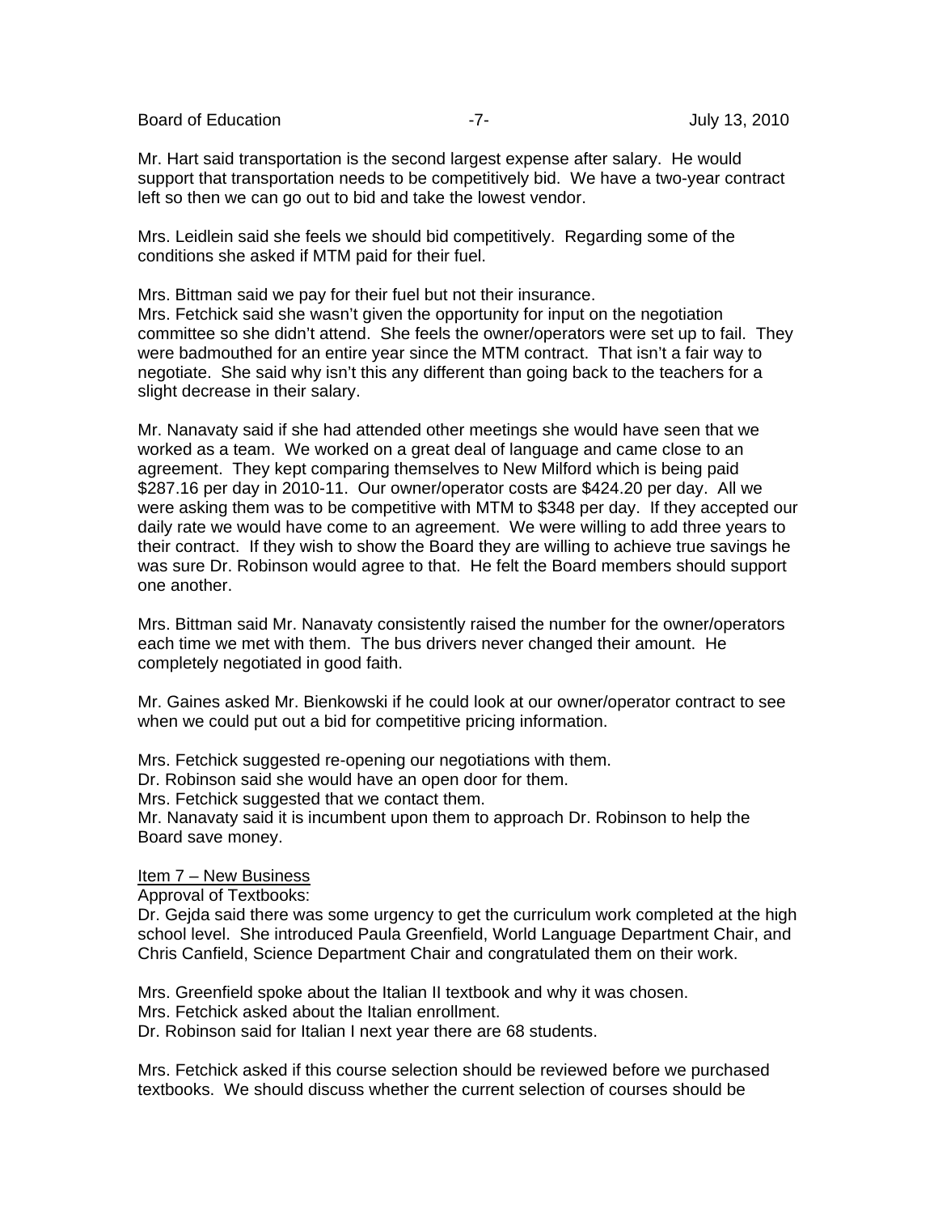Mr. Hart said transportation is the second largest expense after salary. He would support that transportation needs to be competitively bid. We have a two-year contract left so then we can go out to bid and take the lowest vendor.

Mrs. Leidlein said she feels we should bid competitively. Regarding some of the conditions she asked if MTM paid for their fuel.

Mrs. Bittman said we pay for their fuel but not their insurance.
Mrs. Fetchick said she wasn't given the opportunity for input on the negotiation committee so she didn't attend. She feels the owner/operators were set up to fail. They were badmouthed for an entire year since the MTM contract. That isn't a fair way to negotiate. She said why isn't this any different than going back to the teachers for a slight decrease in their salary.

Mr. Nanavaty said if she had attended other meetings she would have seen that we worked as a team. We worked on a great deal of language and came close to an agreement. They kept comparing themselves to New Milford which is being paid $287.16 per day in 2010-11. Our owner/operator costs are $424.20 per day. All we were asking them was to be competitive with MTM to $348 per day. If they accepted our daily rate we would have come to an agreement. We were willing to add three years to their contract. If they wish to show the Board they are willing to achieve true savings he was sure Dr. Robinson would agree to that. He felt the Board members should support one another.

Mrs. Bittman said Mr. Nanavaty consistently raised the number for the owner/operators each time we met with them. The bus drivers never changed their amount. He completely negotiated in good faith.

Mr. Gaines asked Mr. Bienkowski if he could look at our owner/operator contract to see when we could put out a bid for competitive pricing information.

Mrs. Fetchick suggested re-opening our negotiations with them.
Dr. Robinson said she would have an open door for them.
Mrs. Fetchick suggested that we contact them.
Mr. Nanavaty said it is incumbent upon them to approach Dr. Robinson to help the Board save money.

<u>Item 7 – New Business</u>
Approval of Textbooks:
Dr. Gejda said there was some urgency to get the curriculum work completed at the high school level. She introduced Paula Greenfield, World Language Department Chair, and Chris Canfield, Science Department Chair and congratulated them on their work.

Mrs. Greenfield spoke about the Italian II textbook and why it was chosen.
Mrs. Fetchick asked about the Italian enrollment.
Dr. Robinson said for Italian I next year there are 68 students.

Mrs. Fetchick asked if this course selection should be reviewed before we purchased textbooks. We should discuss whether the current selection of courses should be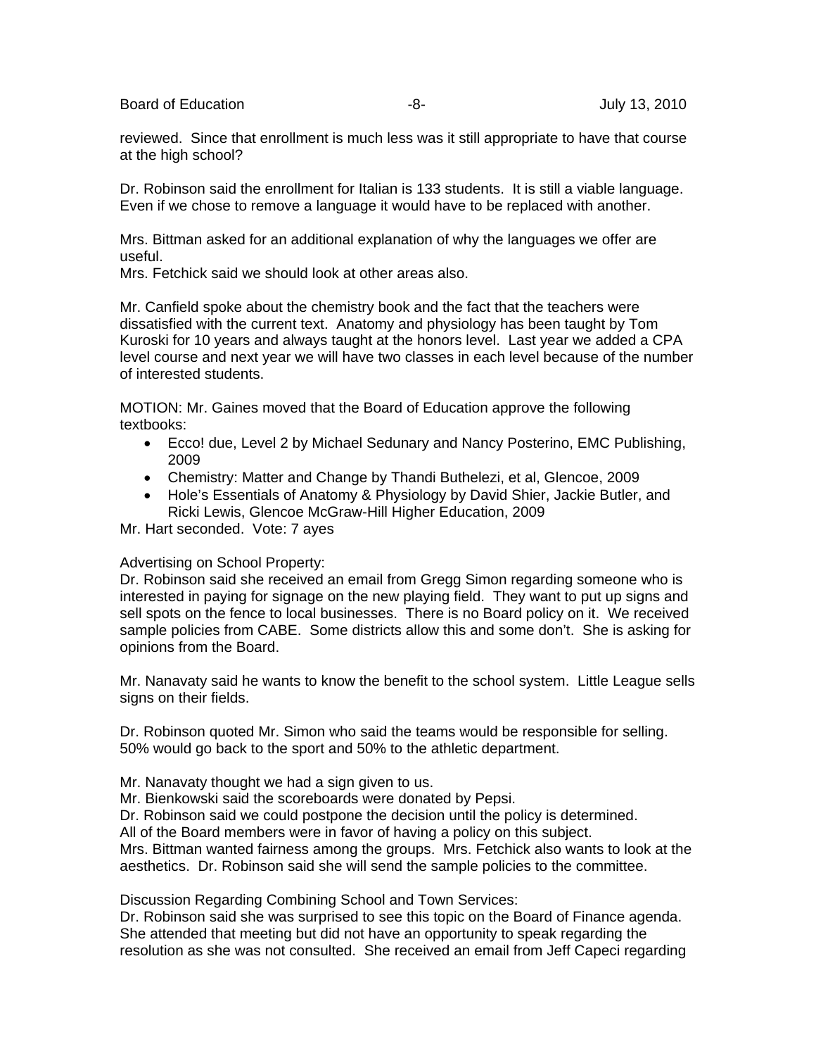reviewed. Since that enrollment is much less was it still appropriate to have that course at the high school?

Dr. Robinson said the enrollment for Italian is 133 students. It is still a viable language. Even if we chose to remove a language it would have to be replaced with another.

Mrs. Bittman asked for an additional explanation of why the languages we offer are useful.
Mrs. Fetchick said we should look at other areas also.

Mr. Canfield spoke about the chemistry book and the fact that the teachers were dissatisfied with the current text. Anatomy and physiology has been taught by Tom Kuroski for 10 years and always taught at the honors level. Last year we added a CPA level course and next year we will have two classes in each level because of the number of interested students.

MOTION: Mr. Gaines moved that the Board of Education approve the following textbooks:

- Ecco! due, Level 2 by Michael Sedunary and Nancy Posterino, EMC Publishing, 2009
- Chemistry: Matter and Change by Thandi Buthelezi, et al, Glencoe, 2009
- Hole's Essentials of Anatomy & Physiology by David Shier, Jackie Butler, and Ricki Lewis, Glencoe McGraw-Hill Higher Education, 2009

Mr. Hart seconded. Vote: 7 ayes

Advertising on School Property:
Dr. Robinson said she received an email from Gregg Simon regarding someone who is interested in paying for signage on the new playing field. They want to put up signs and sell spots on the fence to local businesses. There is no Board policy on it. We received sample policies from CABE. Some districts allow this and some don't. She is asking for opinions from the Board.

Mr. Nanavaty said he wants to know the benefit to the school system. Little League sells signs on their fields.

Dr. Robinson quoted Mr. Simon who said the teams would be responsible for selling. 50% would go back to the sport and 50% to the athletic department.

Mr. Nanavaty thought we had a sign given to us.
Mr. Bienkowski said the scoreboards were donated by Pepsi.
Dr. Robinson said we could postpone the decision until the policy is determined.
All of the Board members were in favor of having a policy on this subject.
Mrs. Bittman wanted fairness among the groups. Mrs. Fetchick also wants to look at the aesthetics. Dr. Robinson said she will send the sample policies to the committee.

Discussion Regarding Combining School and Town Services:
Dr. Robinson said she was surprised to see this topic on the Board of Finance agenda. She attended that meeting but did not have an opportunity to speak regarding the resolution as she was not consulted. She received an email from Jeff Capeci regarding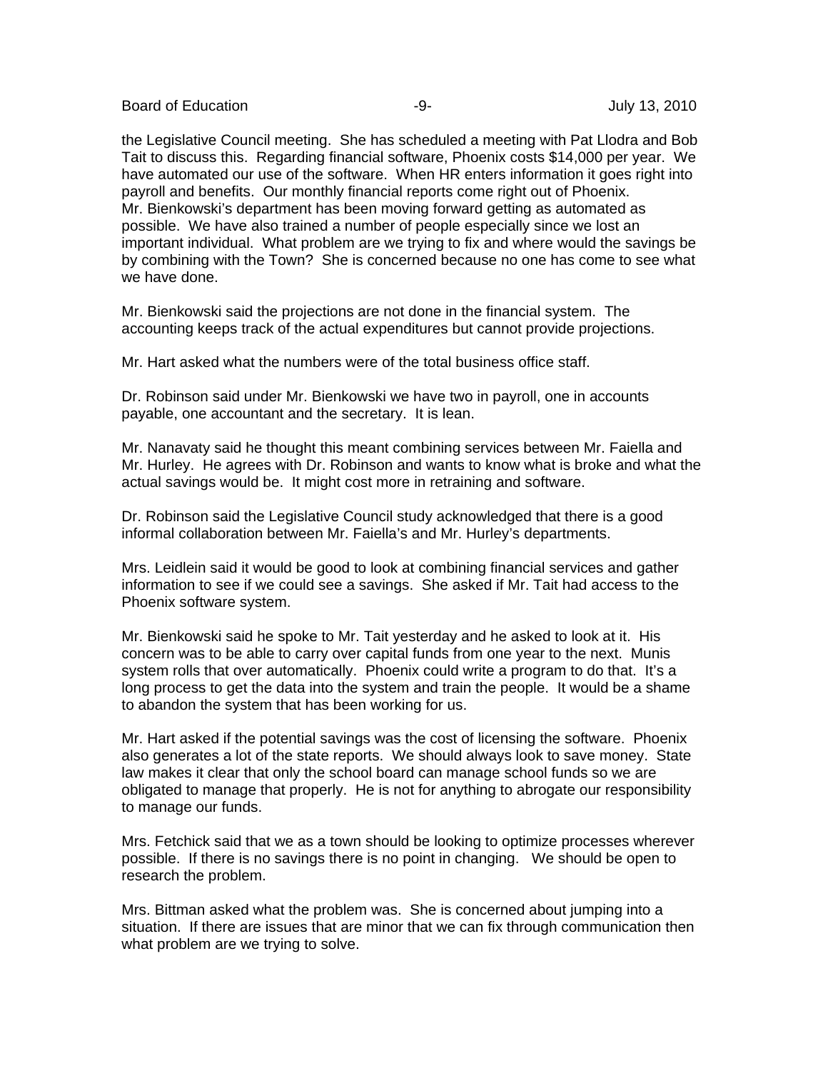the Legislative Council meeting. She has scheduled a meeting with Pat Llodra and Bob Tait to discuss this. Regarding financial software, Phoenix costs $14,000 per year. We have automated our use of the software. When HR enters information it goes right into payroll and benefits. Our monthly financial reports come right out of Phoenix. Mr. Bienkowski's department has been moving forward getting as automated as possible. We have also trained a number of people especially since we lost an important individual. What problem are we trying to fix and where would the savings be by combining with the Town? She is concerned because no one has come to see what we have done.

Mr. Bienkowski said the projections are not done in the financial system. The accounting keeps track of the actual expenditures but cannot provide projections.

Mr. Hart asked what the numbers were of the total business office staff.

Dr. Robinson said under Mr. Bienkowski we have two in payroll, one in accounts payable, one accountant and the secretary. It is lean.

Mr. Nanavaty said he thought this meant combining services between Mr. Faiella and Mr. Hurley. He agrees with Dr. Robinson and wants to know what is broke and what the actual savings would be. It might cost more in retraining and software.

Dr. Robinson said the Legislative Council study acknowledged that there is a good informal collaboration between Mr. Faiella's and Mr. Hurley's departments.

Mrs. Leidlein said it would be good to look at combining financial services and gather information to see if we could see a savings. She asked if Mr. Tait had access to the Phoenix software system.

Mr. Bienkowski said he spoke to Mr. Tait yesterday and he asked to look at it. His concern was to be able to carry over capital funds from one year to the next. Munis system rolls that over automatically. Phoenix could write a program to do that. It's a long process to get the data into the system and train the people. It would be a shame to abandon the system that has been working for us.

Mr. Hart asked if the potential savings was the cost of licensing the software. Phoenix also generates a lot of the state reports. We should always look to save money. State law makes it clear that only the school board can manage school funds so we are obligated to manage that properly. He is not for anything to abrogate our responsibility to manage our funds.

Mrs. Fetchick said that we as a town should be looking to optimize processes wherever possible. If there is no savings there is no point in changing. We should be open to research the problem.

Mrs. Bittman asked what the problem was. She is concerned about jumping into a situation. If there are issues that are minor that we can fix through communication then what problem are we trying to solve.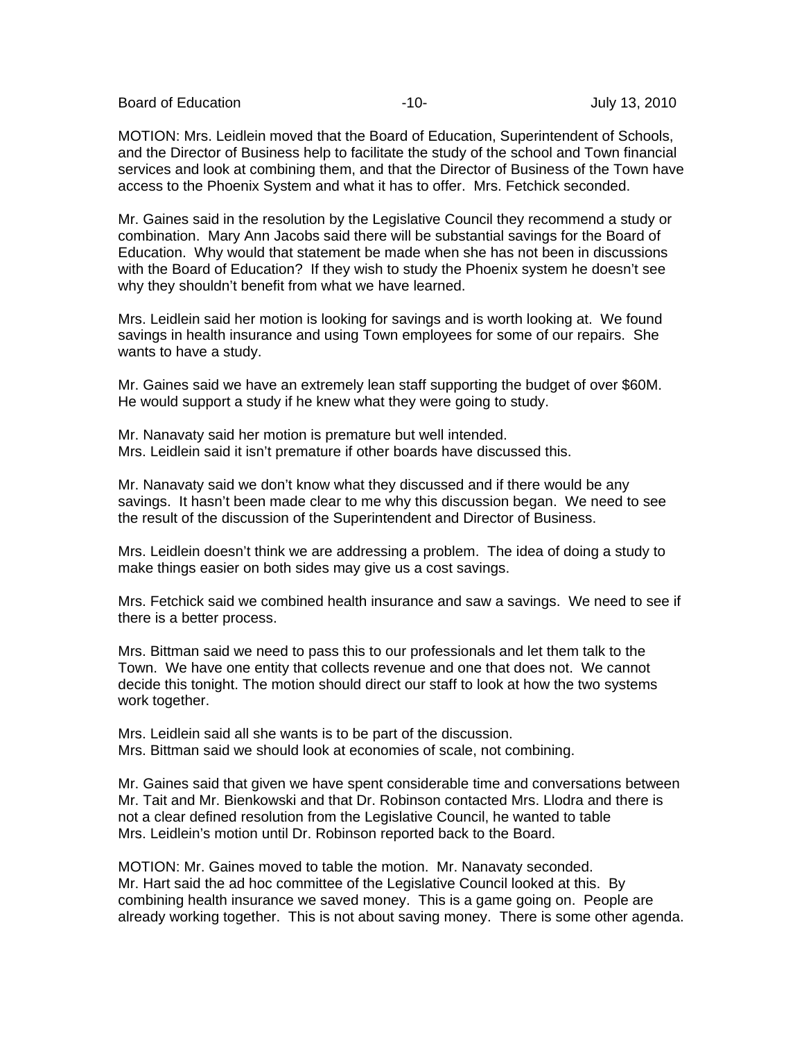MOTION: Mrs. Leidlein moved that the Board of Education, Superintendent of Schools, and the Director of Business help to facilitate the study of the school and Town financial services and look at combining them, and that the Director of Business of the Town have access to the Phoenix System and what it has to offer. Mrs. Fetchick seconded.

Mr. Gaines said in the resolution by the Legislative Council they recommend a study or combination. Mary Ann Jacobs said there will be substantial savings for the Board of Education. Why would that statement be made when she has not been in discussions with the Board of Education? If they wish to study the Phoenix system he doesn't see why they shouldn't benefit from what we have learned.

Mrs. Leidlein said her motion is looking for savings and is worth looking at. We found savings in health insurance and using Town employees for some of our repairs. She wants to have a study.

Mr. Gaines said we have an extremely lean staff supporting the budget of over $60M. He would support a study if he knew what they were going to study.

Mr. Nanavaty said her motion is premature but well intended.
Mrs. Leidlein said it isn't premature if other boards have discussed this.

Mr. Nanavaty said we don't know what they discussed and if there would be any savings. It hasn't been made clear to me why this discussion began. We need to see the result of the discussion of the Superintendent and Director of Business.

Mrs. Leidlein doesn't think we are addressing a problem. The idea of doing a study to make things easier on both sides may give us a cost savings.

Mrs. Fetchick said we combined health insurance and saw a savings. We need to see if there is a better process.

Mrs. Bittman said we need to pass this to our professionals and let them talk to the Town. We have one entity that collects revenue and one that does not. We cannot decide this tonight. The motion should direct our staff to look at how the two systems work together.

Mrs. Leidlein said all she wants is to be part of the discussion.
Mrs. Bittman said we should look at economies of scale, not combining.

Mr. Gaines said that given we have spent considerable time and conversations between Mr. Tait and Mr. Bienkowski and that Dr. Robinson contacted Mrs. Llodra and there is not a clear defined resolution from the Legislative Council, he wanted to table Mrs. Leidlein's motion until Dr. Robinson reported back to the Board.

MOTION: Mr. Gaines moved to table the motion. Mr. Nanavaty seconded.
Mr. Hart said the ad hoc committee of the Legislative Council looked at this. By combining health insurance we saved money. This is a game going on. People are already working together. This is not about saving money. There is some other agenda.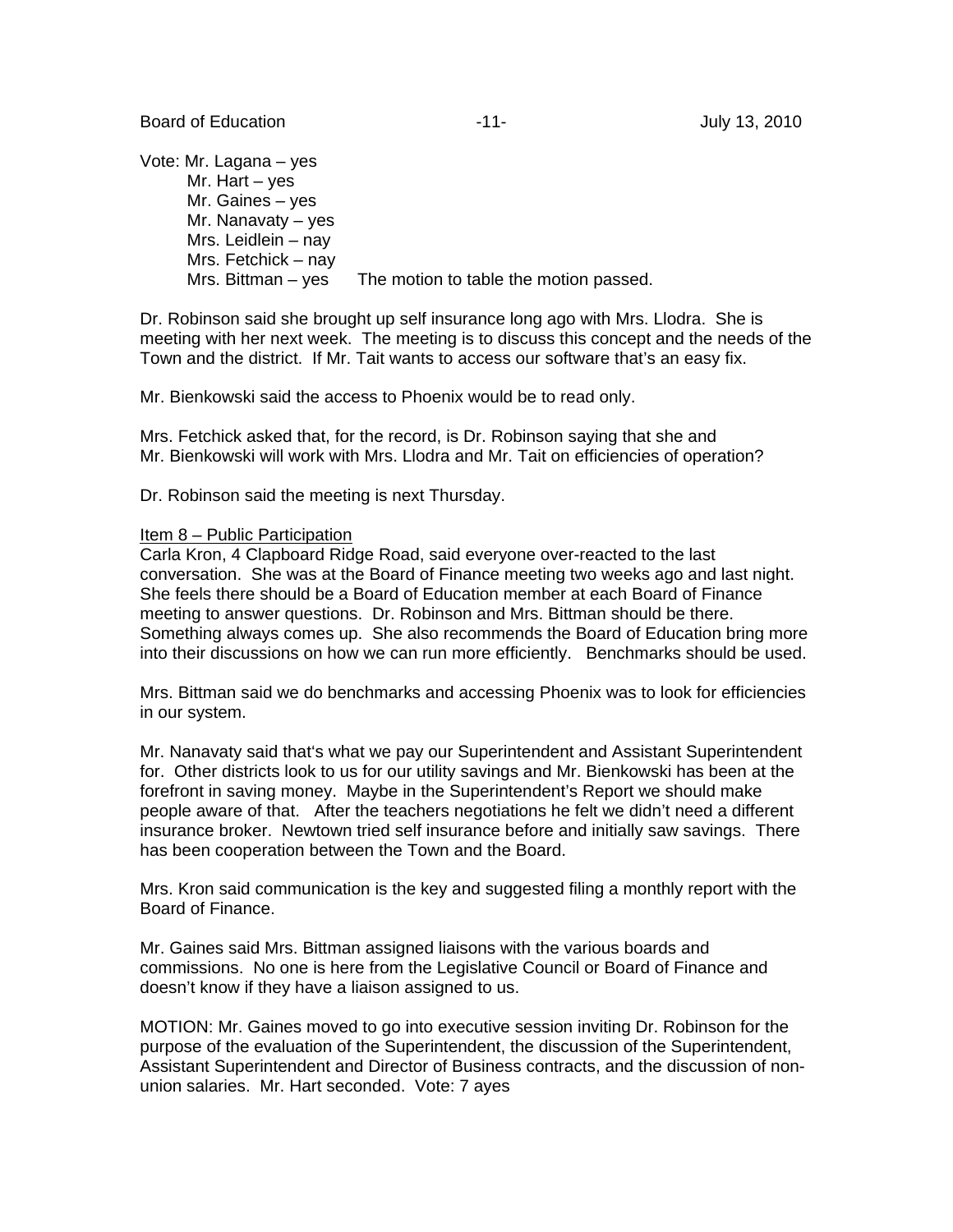Vote: Mr. Lagana – yes
Mr. Hart – yes
Mr. Gaines – yes
Mr. Nanavaty – yes
Mrs. Leidlein – nay
Mrs. Fetchick – nay
Mrs. Bittman – yes The motion to table the motion passed.

Dr. Robinson said she brought up self insurance long ago with Mrs. Llodra. She is meeting with her next week. The meeting is to discuss this concept and the needs of the Town and the district. If Mr. Tait wants to access our software that's an easy fix.

Mr. Bienkowski said the access to Phoenix would be to read only.

Mrs. Fetchick asked that, for the record, is Dr. Robinson saying that she and Mr. Bienkowski will work with Mrs. Llodra and Mr. Tait on efficiencies of operation?

Dr. Robinson said the meeting is next Thursday.

Item 8 – Public Participation

Carla Kron, 4 Clapboard Ridge Road, said everyone over-reacted to the last conversation. She was at the Board of Finance meeting two weeks ago and last night. She feels there should be a Board of Education member at each Board of Finance meeting to answer questions. Dr. Robinson and Mrs. Bittman should be there. Something always comes up. She also recommends the Board of Education bring more into their discussions on how we can run more efficiently. Benchmarks should be used.

Mrs. Bittman said we do benchmarks and accessing Phoenix was to look for efficiencies in our system.

Mr. Nanavaty said that's what we pay our Superintendent and Assistant Superintendent for. Other districts look to us for our utility savings and Mr. Bienkowski has been at the forefront in saving money. Maybe in the Superintendent's Report we should make people aware of that. After the teachers negotiations he felt we didn't need a different insurance broker. Newtown tried self insurance before and initially saw savings. There has been cooperation between the Town and the Board.

Mrs. Kron said communication is the key and suggested filing a monthly report with the Board of Finance.

Mr. Gaines said Mrs. Bittman assigned liaisons with the various boards and commissions. No one is here from the Legislative Council or Board of Finance and doesn't know if they have a liaison assigned to us.

MOTION: Mr. Gaines moved to go into executive session inviting Dr. Robinson for the purpose of the evaluation of the Superintendent, the discussion of the Superintendent, Assistant Superintendent and Director of Business contracts, and the discussion of non-union salaries. Mr. Hart seconded. Vote: 7 ayes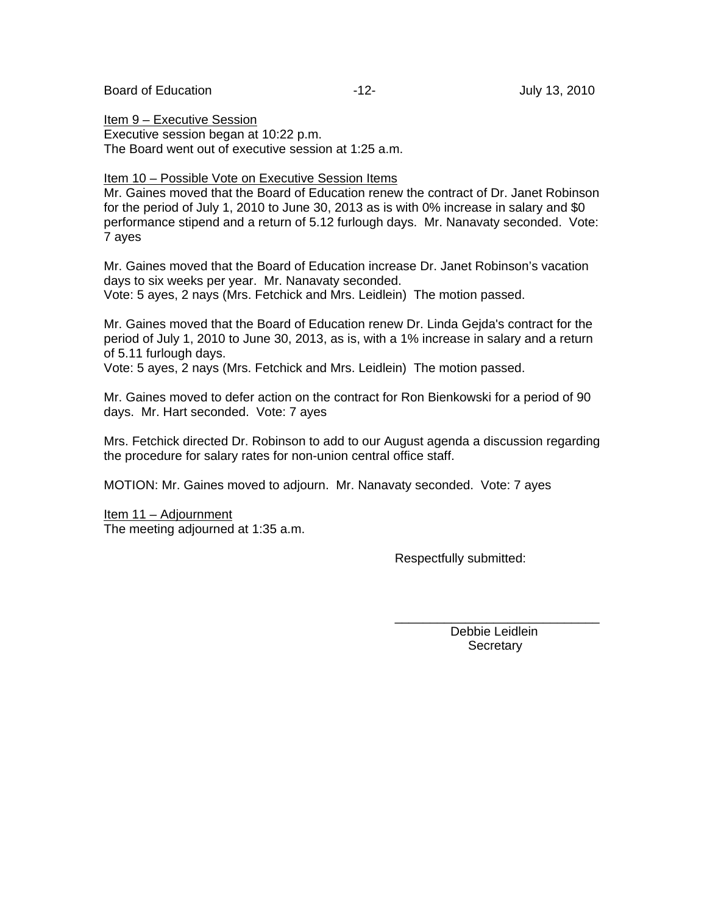Item 9 – Executive Session
Executive session began at 10:22 p.m.
The Board went out of executive session at 1:25 a.m.

Item 10 – Possible Vote on Executive Session Items
Mr. Gaines moved that the Board of Education renew the contract of Dr. Janet Robinson for the period of July 1, 2010 to June 30, 2013 as is with 0% increase in salary and $0 performance stipend and a return of 5.12 furlough days. Mr. Nanavaty seconded. Vote: 7 ayes

Mr. Gaines moved that the Board of Education increase Dr. Janet Robinson's vacation days to six weeks per year. Mr. Nanavaty seconded.
Vote: 5 ayes, 2 nays (Mrs. Fetchick and Mrs. Leidlein) The motion passed.

Mr. Gaines moved that the Board of Education renew Dr. Linda Gejda's contract for the period of July 1, 2010 to June 30, 2013, as is, with a 1% increase in salary and a return of 5.11 furlough days.
Vote: 5 ayes, 2 nays (Mrs. Fetchick and Mrs. Leidlein) The motion passed.

Mr. Gaines moved to defer action on the contract for Ron Bienkowski for a period of 90 days. Mr. Hart seconded. Vote: 7 ayes

Mrs. Fetchick directed Dr. Robinson to add to our August agenda a discussion regarding the procedure for salary rates for non-union central office staff.

MOTION: Mr. Gaines moved to adjourn. Mr. Nanavaty seconded. Vote: 7 ayes

Item 11 – Adjournment
The meeting adjourned at 1:35 a.m.

Respectfully submitted:

\_\_\_\_\_\_\_\_\_\_\_\_\_\_\_\_\_\_\_\_\_\_\_\_\_\_\_\_\_\_
Debbie Leidlein
Secretary